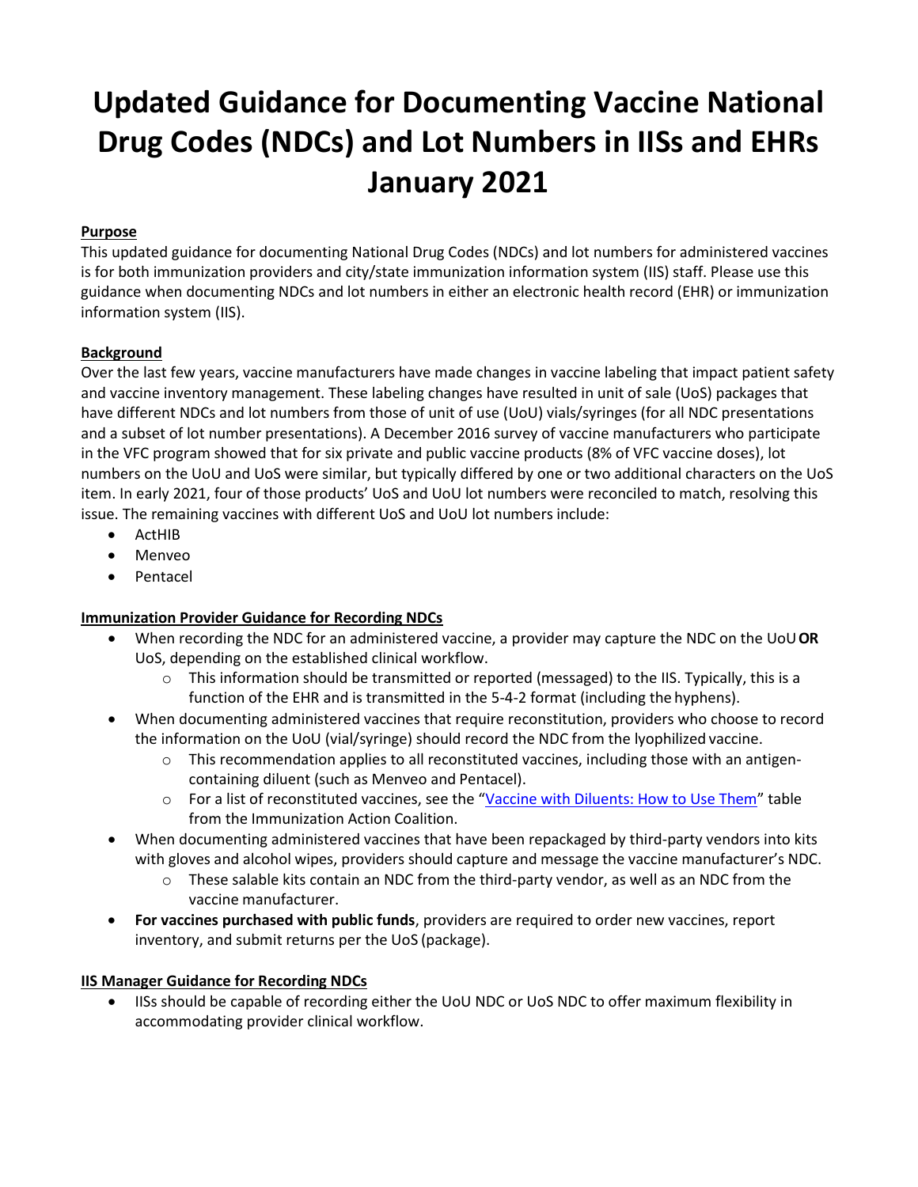# Updated Guidance for Documenting Vaccine National Drug Codes (NDCs) and Lot Numbers in IISs and EHRs January 2021

**Purpose**

This updated guidance for documenting National Drug Codes (NDCs) and lot numbers for administered vaccines is for both immunization providers and city/state immunization information system (IIS) staff. Please use this guidance when documenting NDCs and lot numbers in either an electronic health record (EHR) or immunization information system (IIS).

**Background**

Over the last few years, vaccine manufacturers have made changes in vaccine labeling that impact patient safety and vaccine inventory management. These labeling changes have resulted in unit of sale (UoS) packages that have different NDCs and lot numbers from those of unit of use (UoU) vials/syringes (for all NDC presentations and a subset of lot number presentations). A December 2016 survey of vaccine manufacturers who participate in the VFC program showed that for six private and public vaccine products (8% of VFC vaccine doses), lot numbers on the UoU and UoS were similar, but typically differed by one or two additional characters on the UoS item. In early 2021, four of those products' UoS and UoU lot numbers were reconciled to match, resolving this issue. The remaining vaccines with different UoS and UoU lot numbers include:

- ActHIB
- Menveo
- Pentacel

**Immunization Provider Guidance for Recording NDCs**

- When recording the NDC for an administered vaccine, a provider may capture the NDC on the UoU **OR** UoS, depending on the established clinical workflow.
  - This information should be transmitted or reported (messaged) to the IIS. Typically, this is a function of the EHR and is transmitted in the 5-4-2 format (including the hyphens).
- When documenting administered vaccines that require reconstitution, providers who choose to record the information on the UoU (vial/syringe) should record the NDC from the lyophilized vaccine.
  - This recommendation applies to all reconstituted vaccines, including those with an antigen-containing diluent (such as Menveo and Pentacel).
  - For a list of reconstituted vaccines, see the "Vaccine with Diluents: How to Use Them" table from the Immunization Action Coalition.
- When documenting administered vaccines that have been repackaged by third-party vendors into kits with gloves and alcohol wipes, providers should capture and message the vaccine manufacturer's NDC.
  - These salable kits contain an NDC from the third-party vendor, as well as an NDC from the vaccine manufacturer.
- **For vaccines purchased with public funds**, providers are required to order new vaccines, report inventory, and submit returns per the UoS (package).

**IIS Manager Guidance for Recording NDCs**

- IISs should be capable of recording either the UoU NDC or UoS NDC to offer maximum flexibility in accommodating provider clinical workflow.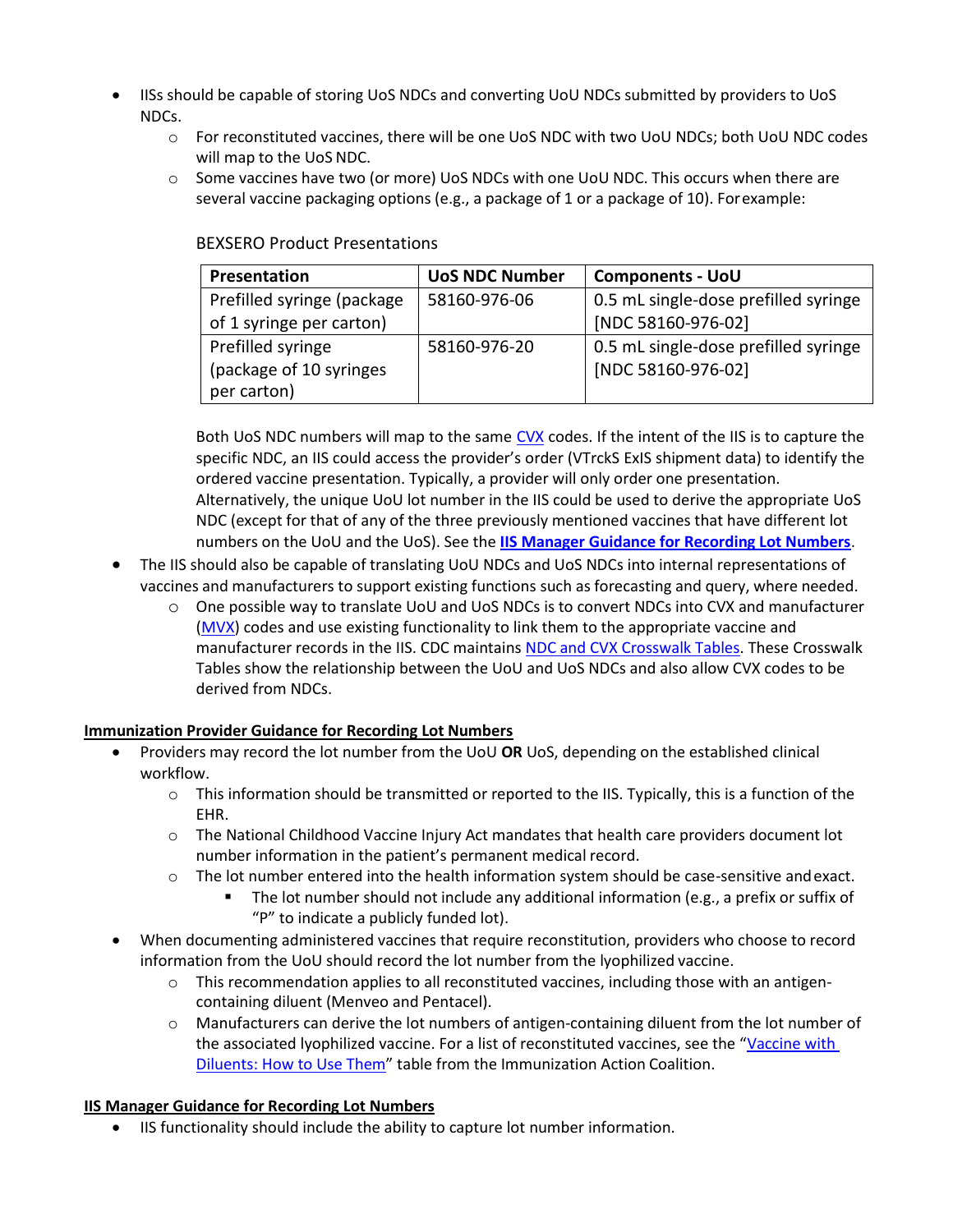- IISs should be capable of storing UoS NDCs and converting UoU NDCs submitted by providers to UoS NDCs.
    - For reconstituted vaccines, there will be one UoS NDC with two UoU NDCs; both UoU NDC codes will map to the UoS NDC.
    - Some vaccines have two (or more) UoS NDCs with one UoU NDC. This occurs when there are several vaccine packaging options (e.g., a package of 1 or a package of 10). For example:

      BEXSERO Product Presentations

      | Presentation | UoS NDC Number | Components - UoU |
      | --- | --- | --- |
      | Prefilled syringe (package of 1 syringe per carton) | 58160-976-06 | 0.5 mL single-dose prefilled syringe [NDC 58160-976-02] |
      | Prefilled syringe (package of 10 syringes per carton) | 58160-976-20 | 0.5 mL single-dose prefilled syringe [NDC 58160-976-02] |

      Both UoS NDC numbers will map to the same CVX codes. If the intent of the IIS is to capture the specific NDC, an IIS could access the provider's order (VTrckS ExIS shipment data) to identify the ordered vaccine presentation. Typically, a provider will only order one presentation. Alternatively, the unique UoU lot number in the IIS could be used to derive the appropriate UoS NDC (except for that of any of the three previously mentioned vaccines that have different lot numbers on the UoU and the UoS). See the **IIS Manager Guidance for Recording Lot Numbers**.
- The IIS should also be capable of translating UoU NDCs and UoS NDCs into internal representations of vaccines and manufacturers to support existing functions such as forecasting and query, where needed.
    - One possible way to translate UoU and UoS NDCs is to convert NDCs into CVX and manufacturer (MVX) codes and use existing functionality to link them to the appropriate vaccine and manufacturer records in the IIS. CDC maintains NDC and CVX Crosswalk Tables. These Crosswalk Tables show the relationship between the UoU and UoS NDCs and also allow CVX codes to be derived from NDCs.

**Immunization Provider Guidance for Recording Lot Numbers**

- Providers may record the lot number from the UoU **OR** UoS, depending on the established clinical workflow.
    - This information should be transmitted or reported to the IIS. Typically, this is a function of the EHR.
    - The National Childhood Vaccine Injury Act mandates that health care providers document lot number information in the patient's permanent medical record.
    - The lot number entered into the health information system should be case-sensitive and exact.
        - The lot number should not include any additional information (e.g., a prefix or suffix of "P" to indicate a publicly funded lot).
- When documenting administered vaccines that require reconstitution, providers who choose to record information from the UoU should record the lot number from the lyophilized vaccine.
    - This recommendation applies to all reconstituted vaccines, including those with an antigen-containing diluent (Menveo and Pentacel).
    - Manufacturers can derive the lot numbers of antigen-containing diluent from the lot number of the associated lyophilized vaccine. For a list of reconstituted vaccines, see the "Vaccine with Diluents: How to Use Them" table from the Immunization Action Coalition.

**IIS Manager Guidance for Recording Lot Numbers**

- IIS functionality should include the ability to capture lot number information.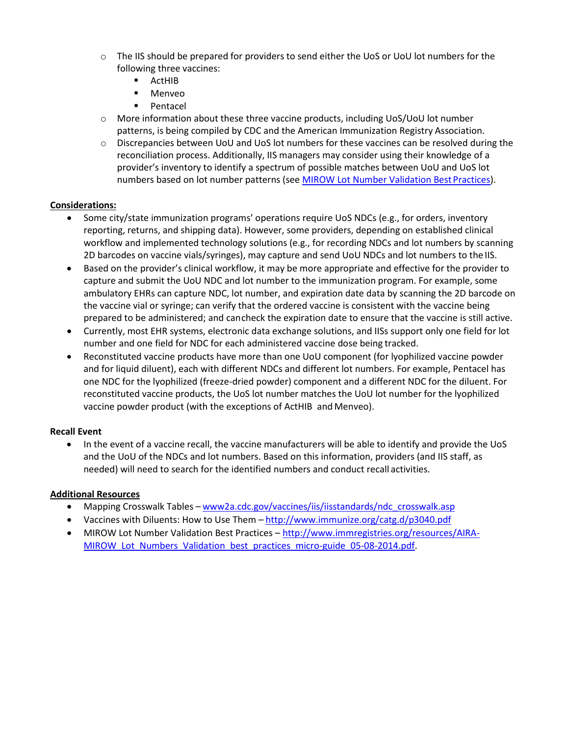- The IIS should be prepared for providers to send either the UoS or UoU lot numbers for the following three vaccines:
  - ActHIB
  - Menveo
  - Pentacel
- More information about these three vaccine products, including UoS/UoU lot number patterns, is being compiled by CDC and the American Immunization Registry Association.
- Discrepancies between UoU and UoS lot numbers for these vaccines can be resolved during the reconciliation process. Additionally, IIS managers may consider using their knowledge of a provider's inventory to identify a spectrum of possible matches between UoU and UoS lot numbers based on lot number patterns (see [MIROW Lot Number Validation Best Practices](http://www.immregistries.org/resources/AIRA-MIROW_Lot_Numbers_Validation_best_practices_micro-guide_05-08-2014.pdf)).

**Considerations:**

- Some city/state immunization programs' operations require UoS NDCs (e.g., for orders, inventory reporting, returns, and shipping data). However, some providers, depending on established clinical workflow and implemented technology solutions (e.g., for recording NDCs and lot numbers by scanning 2D barcodes on vaccine vials/syringes), may capture and send UoU NDCs and lot numbers to the IIS.
- Based on the provider's clinical workflow, it may be more appropriate and effective for the provider to capture and submit the UoU NDC and lot number to the immunization program. For example, some ambulatory EHRs can capture NDC, lot number, and expiration date data by scanning the 2D barcode on the vaccine vial or syringe; can verify that the ordered vaccine is consistent with the vaccine being prepared to be administered; and can check the expiration date to ensure that the vaccine is still active.
- Currently, most EHR systems, electronic data exchange solutions, and IISs support only one field for lot number and one field for NDC for each administered vaccine dose being tracked.
- Reconstituted vaccine products have more than one UoU component (for lyophilized vaccine powder and for liquid diluent), each with different NDCs and different lot numbers. For example, Pentacel has one NDC for the lyophilized (freeze-dried powder) component and a different NDC for the diluent. For reconstituted vaccine products, the UoS lot number matches the UoU lot number for the lyophilized vaccine powder product (with the exceptions of ActHIB and Menveo).

**Recall Event**

- In the event of a vaccine recall, the vaccine manufacturers will be able to identify and provide the UoS and the UoU of the NDCs and lot numbers. Based on this information, providers (and IIS staff, as needed) will need to search for the identified numbers and conduct recall activities.

**Additional Resources**

- Mapping Crosswalk Tables – [www2a.cdc.gov/vaccines/iis/iisstandards/ndc_crosswalk.asp](http://www2a.cdc.gov/vaccines/iis/iisstandards/ndc_crosswalk.asp)
- Vaccines with Diluents: How to Use Them – [http://www.immunize.org/catg.d/p3040.pdf](http://www.immunize.org/catg.d/p3040.pdf)
- MIROW Lot Number Validation Best Practices – [http://www.immregistries.org/resources/AIRA-MIROW_Lot_Numbers_Validation_best_practices_micro-guide_05-08-2014.pdf](http://www.immregistries.org/resources/AIRA-MIROW_Lot_Numbers_Validation_best_practices_micro-guide_05-08-2014.pdf).